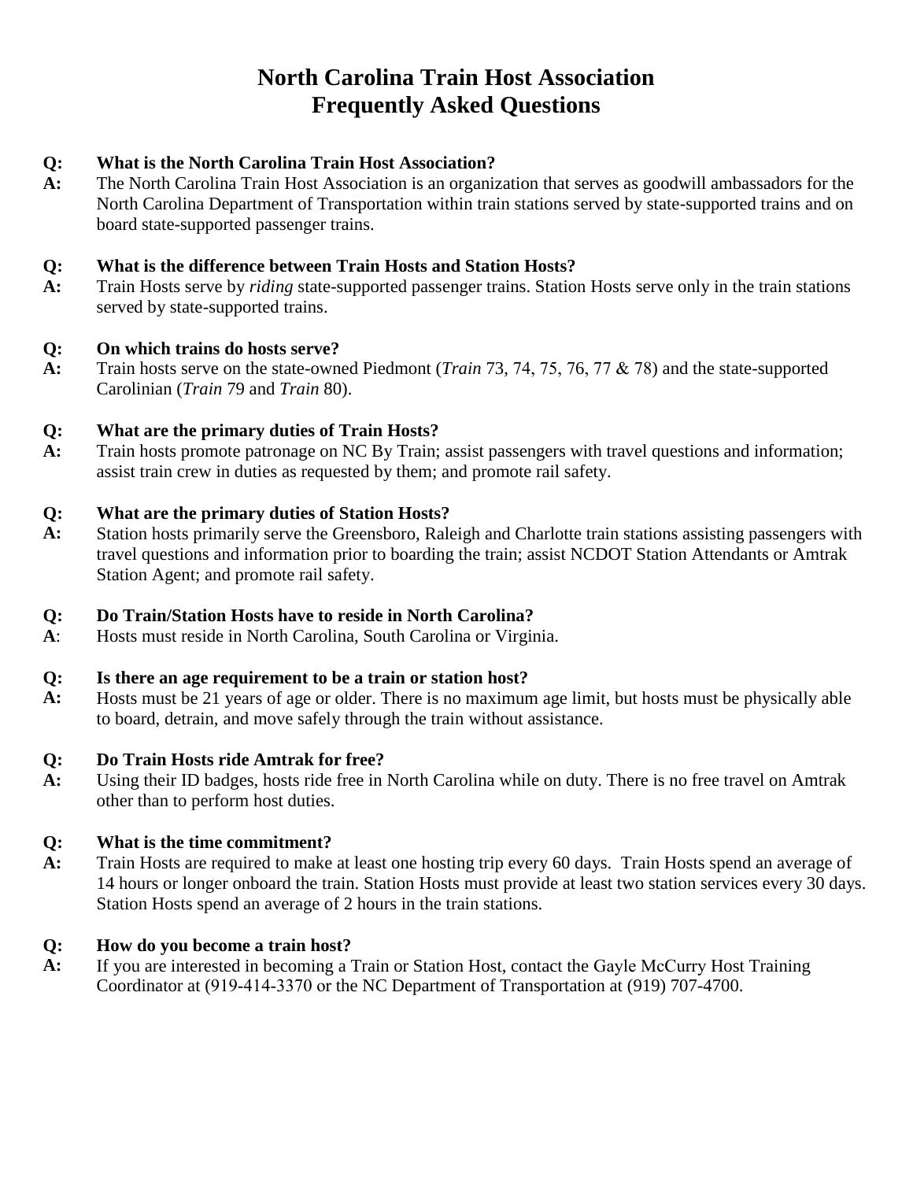# North Carolina Train Host Association
# Frequently Asked Questions

**Q: What is the North Carolina Train Host Association?**

**A:** The North Carolina Train Host Association is an organization that serves as goodwill ambassadors for the North Carolina Department of Transportation within train stations served by state-supported trains and on board state-supported passenger trains.

**Q: What is the difference between Train Hosts and Station Hosts?**

**A:** Train Hosts serve by *riding* state-supported passenger trains. Station Hosts serve only in the train stations served by state-supported trains.

**Q: On which trains do hosts serve?**

**A:** Train hosts serve on the state-owned Piedmont (*Train* 73, 74, 75, 76, 77 & 78) and the state-supported Carolinian (*Train* 79 and *Train* 80).

**Q: What are the primary duties of Train Hosts?**

**A:** Train hosts promote patronage on NC By Train; assist passengers with travel questions and information; assist train crew in duties as requested by them; and promote rail safety.

**Q: What are the primary duties of Station Hosts?**

**A:** Station hosts primarily serve the Greensboro, Raleigh and Charlotte train stations assisting passengers with travel questions and information prior to boarding the train; assist NCDOT Station Attendants or Amtrak Station Agent; and promote rail safety.

**Q: Do Train/Station Hosts have to reside in North Carolina?**

**A**: Hosts must reside in North Carolina, South Carolina or Virginia.

**Q: Is there an age requirement to be a train or station host?**

**A:** Hosts must be 21 years of age or older. There is no maximum age limit, but hosts must be physically able to board, detrain, and move safely through the train without assistance.

**Q: Do Train Hosts ride Amtrak for free?**

**A:** Using their ID badges, hosts ride free in North Carolina while on duty. There is no free travel on Amtrak other than to perform host duties.

**Q: What is the time commitment?**

**A:** Train Hosts are required to make at least one hosting trip every 60 days. Train Hosts spend an average of 14 hours or longer onboard the train. Station Hosts must provide at least two station services every 30 days. Station Hosts spend an average of 2 hours in the train stations.

**Q: How do you become a train host?**

**A:** If you are interested in becoming a Train or Station Host, contact the Gayle McCurry Host Training Coordinator at (919-414-3370 or the NC Department of Transportation at (919) 707-4700.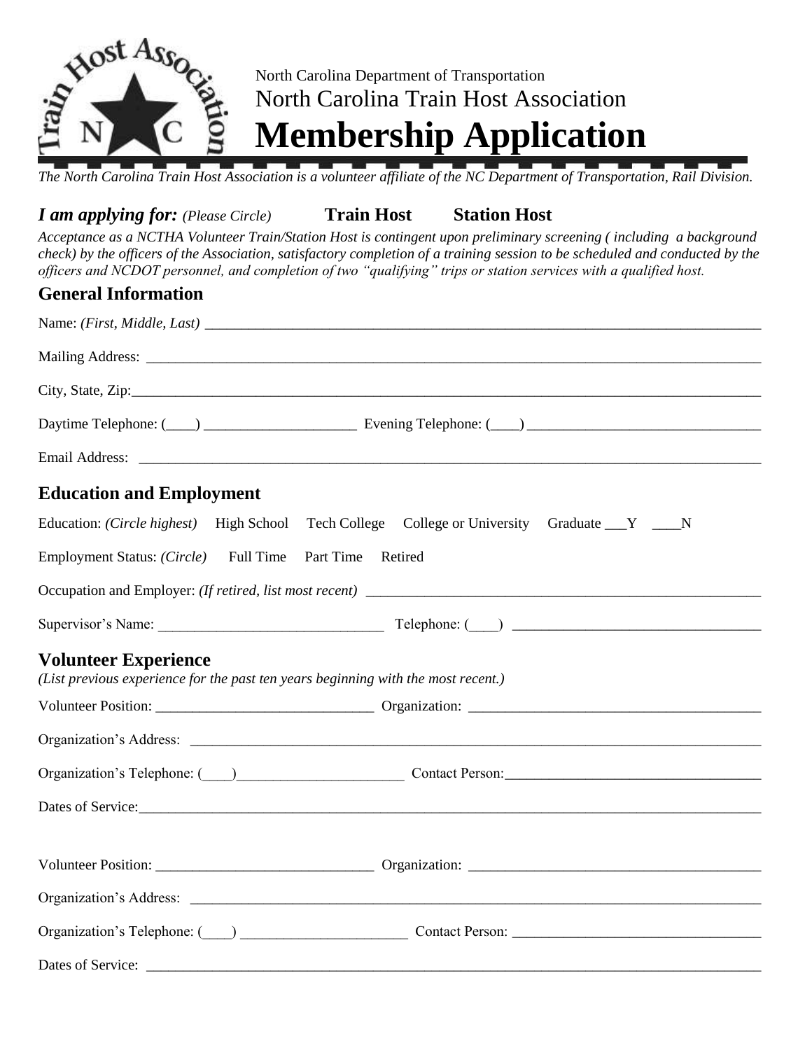North Carolina Department of Transportation

North Carolina Train Host Association

# Membership Application

*The North Carolina Train Host Association is a volunteer affiliate of the NC Department of Transportation, Rail Division.*

***I am applying for:*** *(Please Circle)* **Train Host** **Station Host**

*Acceptance as a NCTHA Volunteer Train/Station Host is contingent upon preliminary screening ( including a background check) by the officers of the Association, satisfactory completion of a training session to be scheduled and conducted by the officers and NCDOT personnel, and completion of two "qualifying" trips or station services with a qualified host.*

## General Information

Name: *(First, Middle, Last)* ___________________________________________________________________________

Mailing Address: ___________________________________________________________________________________

City, State, Zip:_____________________________________________________________________________________

Daytime Telephone: (____) ____________________ Evening Telephone: (____) ________________________________

Email Address: _____________________________________________________________________________________

## Education and Employment

Education: *(Circle highest)* High School Tech College College or University Graduate ___Y ____N

Employment Status: *(Circle)* Full Time Part Time Retired

Occupation and Employer: *(If retired, list most recent)* ______________________________________________________

Supervisor's Name: ______________________________ Telephone: (____) __________________________________

## Volunteer Experience

*(List previous experience for the past ten years beginning with the most recent.)*

Volunteer Position: _____________________________ Organization: _______________________________________

Organization's Address: ______________________________________________________________________________

Organization's Telephone: (____)______________________ Contact Person:___________________________________

Dates of Service:_____________________________________________________________________________________

Volunteer Position: _____________________________ Organization: _______________________________________

Organization's Address: ______________________________________________________________________________

Organization's Telephone: (____) ______________________ Contact Person: __________________________________

Dates of Service: ____________________________________________________________________________________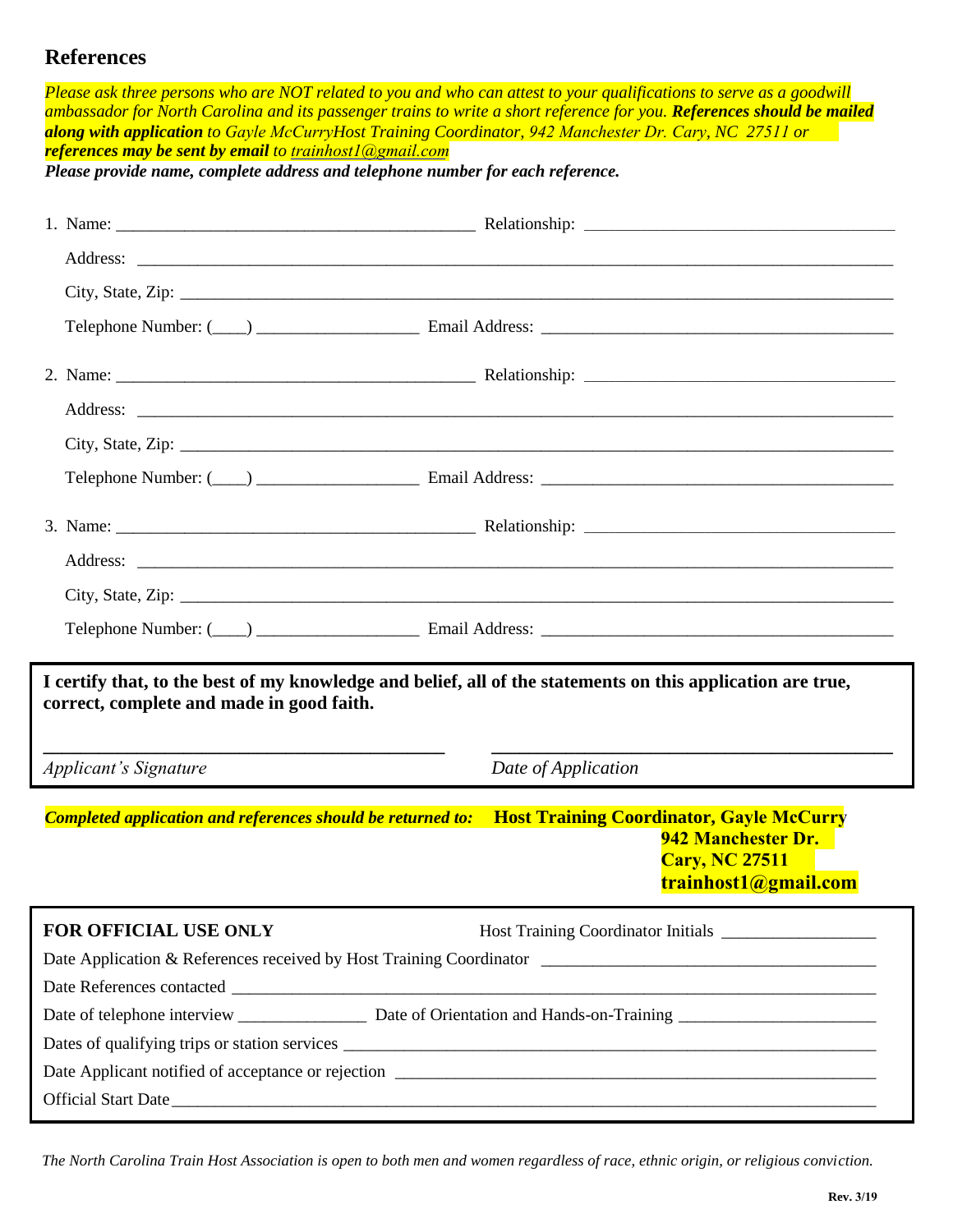## References

*Please ask three persons who are NOT related to you and who can attest to your qualifications to serve as a goodwill ambassador for North Carolina and its passenger trains to write a short reference for you.* ***References should be mailed along with application*** *to Gayle McCurryHost Training Coordinator, 942 Manchester Dr. Cary, NC 27511 or* ***references may be sent by email*** *to trainhost1@gmail.com*

***Please provide name, complete address and telephone number for each reference.***

1. Name: ___________________________________________ Relationship: ____________________________________

   Address: ___________________________________________________________________________________________

   City, State, Zip: ______________________________________________________________________________________

   Telephone Number: (____) __________________ Email Address: _________________________________________

2. Name: ___________________________________________ Relationship: ____________________________________

   Address: ___________________________________________________________________________________________

   City, State, Zip: ______________________________________________________________________________________

   Telephone Number: (____) __________________ Email Address: _________________________________________

3. Name: ___________________________________________ Relationship: ____________________________________

   Address: ___________________________________________________________________________________________

   City, State, Zip: ______________________________________________________________________________________

   Telephone Number: (____) __________________ Email Address: _________________________________________

**I certify that, to the best of my knowledge and belief, all of the statements on this application are true, correct, complete and made in good faith.**

_____________________________________________ &nbsp;&nbsp;&nbsp; _____________________________________________

*Applicant's Signature* &nbsp;&nbsp;&nbsp;&nbsp;&nbsp;&nbsp;&nbsp;&nbsp;&nbsp;&nbsp;&nbsp;&nbsp;&nbsp;&nbsp;&nbsp;&nbsp;&nbsp;&nbsp;&nbsp;&nbsp;&nbsp;&nbsp;&nbsp;&nbsp;&nbsp;&nbsp;&nbsp;&nbsp;&nbsp;&nbsp;&nbsp;&nbsp; *Date of Application*

***Completed application and references should be returned to:*** **Host Training Coordinator, Gayle McCurry**
**942 Manchester Dr.**
**Cary, NC 27511**
**trainhost1@gmail.com**

**FOR OFFICIAL USE ONLY** &nbsp;&nbsp;&nbsp;&nbsp;&nbsp;&nbsp;&nbsp;&nbsp; Host Training Coordinator Initials _________________

Date Application & References received by Host Training Coordinator _______________________________________

Date References contacted _____________________________________________________________________________

Date of telephone interview _______________ Date of Orientation and Hands-on-Training ______________________

Dates of qualifying trips or station services ______________________________________________________________

Date Applicant notified of acceptance or rejection _________________________________________________________

Official Start Date____________________________________________________________________________________

*The North Carolina Train Host Association is open to both men and women regardless of race, ethnic origin, or religious conviction.*

**Rev. 3/19**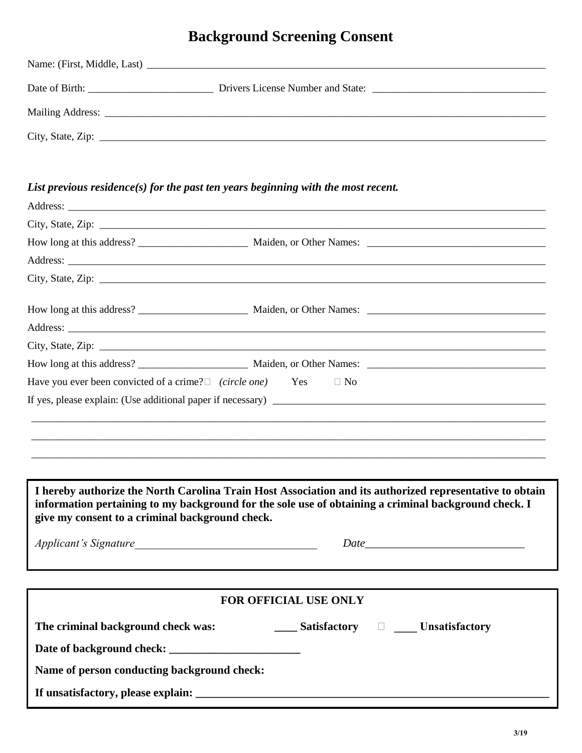# Background Screening Consent

Name: (First, Middle, Last) ______________________________________________________________________________

Date of Birth: ________________________ Drivers License Number and State: _________________________________

Mailing Address: ______________________________________________________________________________________

City, State, Zip: ______________________________________________________________________________________

***List previous residence(s) for the past ten years beginning with the most recent.***

Address: ____________________________________________________________________________________________

City, State, Zip: ______________________________________________________________________________________

How long at this address? _____________________ Maiden, or Other Names: __________________________________

Address: ____________________________________________________________________________________________

City, State, Zip: ______________________________________________________________________________________

How long at this address? _____________________ Maiden, or Other Names: __________________________________

Address: ____________________________________________________________________________________________

City, State, Zip: ______________________________________________________________________________________

How long at this address? _____________________ Maiden, or Other Names: __________________________________

Have you ever been convicted of a crime? *(circle one)* Yes No

If yes, please explain: (Use additional paper if necessary) ______________________________________________________

______________________________________________________________________________________________________

______________________________________________________________________________________________________

______________________________________________________________________________________________________

**I hereby authorize the North Carolina Train Host Association and its authorized representative to obtain information pertaining to my background for the sole use of obtaining a criminal background check. I give my consent to a criminal background check.**

*Applicant's Signature*________________________________ *Date*___________________________

**FOR OFFICIAL USE ONLY**

**The criminal background check was:** **____ Satisfactory** **____ Unsatisfactory**

**Date of background check: _______________________**

**Name of person conducting background check:**

**If unsatisfactory, please explain: _________________________________________________________________**

3/19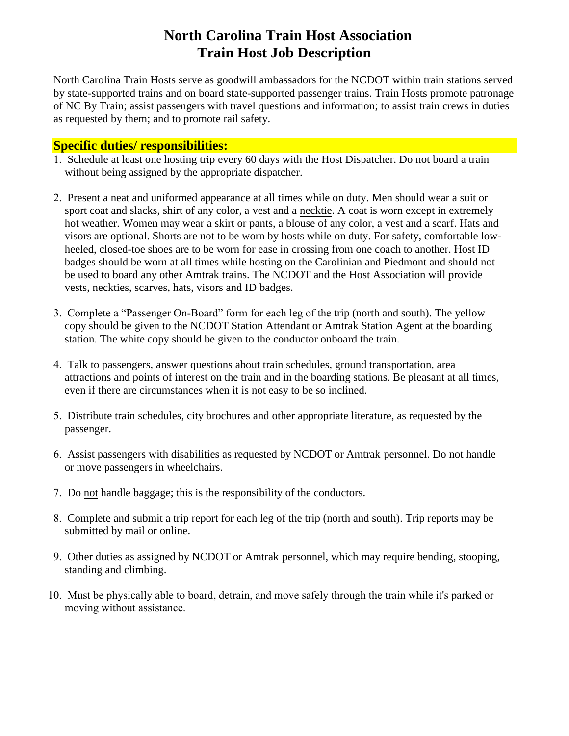# North Carolina Train Host Association
# Train Host Job Description

North Carolina Train Hosts serve as goodwill ambassadors for the NCDOT within train stations served by state-supported trains and on board state-supported passenger trains. Train Hosts promote patronage of NC By Train; assist passengers with travel questions and information; to assist train crews in duties as requested by them; and to promote rail safety.

## Specific duties/ responsibilities:

1. Schedule at least one hosting trip every 60 days with the Host Dispatcher. Do not board a train without being assigned by the appropriate dispatcher.

2. Present a neat and uniformed appearance at all times while on duty. Men should wear a suit or sport coat and slacks, shirt of any color, a vest and a necktie. A coat is worn except in extremely hot weather. Women may wear a skirt or pants, a blouse of any color, a vest and a scarf. Hats and visors are optional. Shorts are not to be worn by hosts while on duty. For safety, comfortable low-heeled, closed-toe shoes are to be worn for ease in crossing from one coach to another. Host ID badges should be worn at all times while hosting on the Carolinian and Piedmont and should not be used to board any other Amtrak trains. The NCDOT and the Host Association will provide vests, neckties, scarves, hats, visors and ID badges.

3. Complete a "Passenger On-Board" form for each leg of the trip (north and south). The yellow copy should be given to the NCDOT Station Attendant or Amtrak Station Agent at the boarding station. The white copy should be given to the conductor onboard the train.

4. Talk to passengers, answer questions about train schedules, ground transportation, area attractions and points of interest on the train and in the boarding stations. Be pleasant at all times, even if there are circumstances when it is not easy to be so inclined.

5. Distribute train schedules, city brochures and other appropriate literature, as requested by the passenger.

6. Assist passengers with disabilities as requested by NCDOT or Amtrak personnel. Do not handle or move passengers in wheelchairs.

7. Do not handle baggage; this is the responsibility of the conductors.

8. Complete and submit a trip report for each leg of the trip (north and south). Trip reports may be submitted by mail or online.

9. Other duties as assigned by NCDOT or Amtrak personnel, which may require bending, stooping, standing and climbing.

10. Must be physically able to board, detrain, and move safely through the train while it's parked or moving without assistance.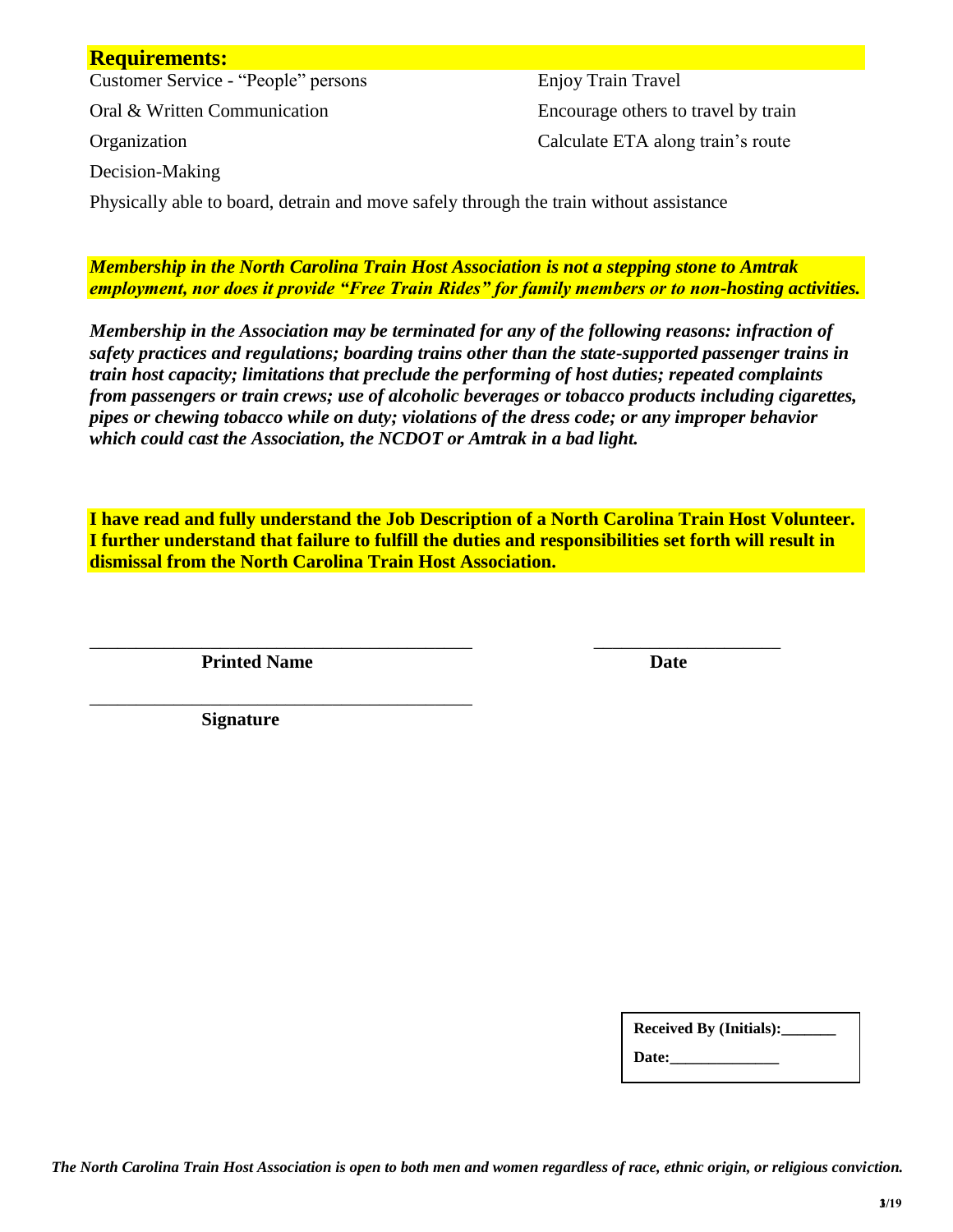## Requirements:

Customer Service - "People" persons

Oral & Written Communication

Organization

Decision-Making

Enjoy Train Travel

Encourage others to travel by train

Calculate ETA along train's route

Physically able to board, detrain and move safely through the train without assistance

***Membership in the North Carolina Train Host Association is not a stepping stone to Amtrak employment, nor does it provide "Free Train Rides" for family members or to non-hosting activities.***

***Membership in the Association may be terminated for any of the following reasons: infraction of safety practices and regulations; boarding trains other than the state-supported passenger trains in train host capacity; limitations that preclude the performing of host duties; repeated complaints from passengers or train crews; use of alcoholic beverages or tobacco products including cigarettes, pipes or chewing tobacco while on duty; violations of the dress code; or any improper behavior which could cast the Association, the NCDOT or Amtrak in a bad light.***

**I have read and fully understand the Job Description of a North Carolina Train Host Volunteer. I further understand that failure to fulfill the duties and responsibilities set forth will result in dismissal from the North Carolina Train Host Association.**

\_\_\_\_\_\_\_\_\_\_\_\_\_\_\_\_\_\_\_\_\_\_\_\_\_\_\_\_\_\_\_\_\_\_\_\_\_\_\_\_\_\_ \_\_\_\_\_\_\_\_\_\_\_\_\_\_\_\_\_\_\_\_\_\_\_

**Printed Name** **Date**

\_\_\_\_\_\_\_\_\_\_\_\_\_\_\_\_\_\_\_\_\_\_\_\_\_\_\_\_\_\_\_\_\_\_\_\_\_\_\_\_\_\_

**Signature**

**Received By (Initials):\_\_\_\_\_\_\_**

**Date:\_\_\_\_\_\_\_\_\_\_\_\_\_\_**

***The North Carolina Train Host Association is open to both men and women regardless of race, ethnic origin, or religious conviction.***